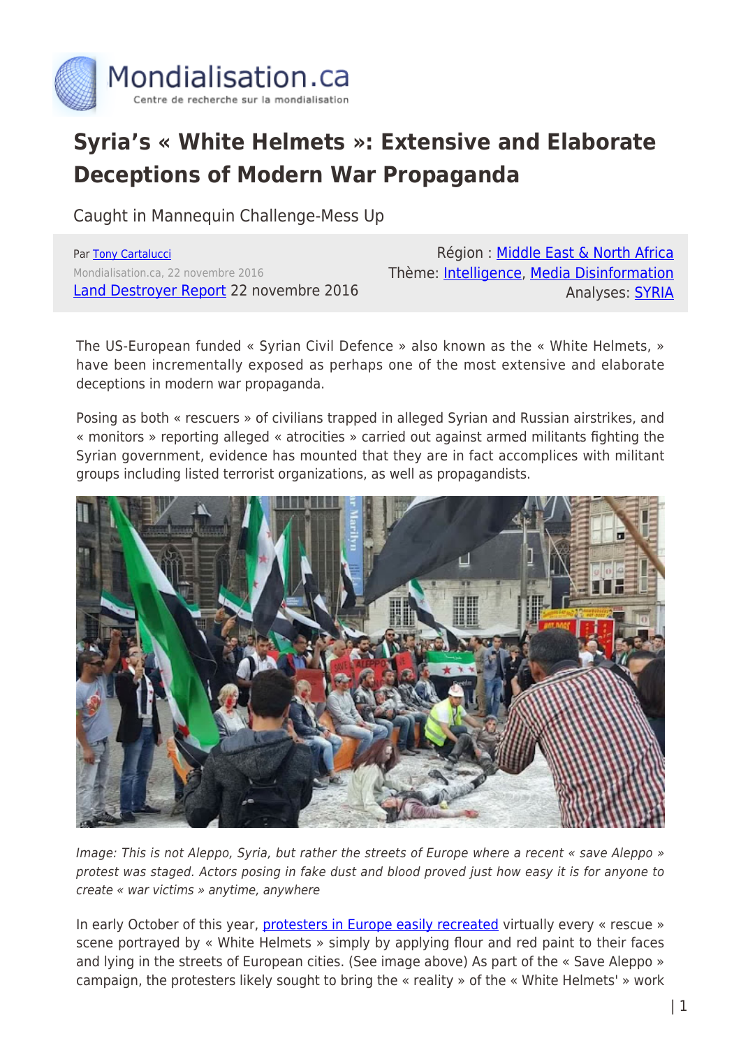Mondialisation.ca
Centre de recherche sur la mondialisation

# Syria's « White Helmets »: Extensive and Elaborate Deceptions of Modern War Propaganda

Caught in Mannequin Challenge-Mess Up

Par Tony Cartalucci
Mondialisation.ca, 22 novembre 2016
Land Destroyer Report 22 novembre 2016

Région : Middle East & North Africa
Thème: Intelligence, Media Disinformation
Analyses: SYRIA

The US-European funded « Syrian Civil Defence » also known as the « White Helmets, » have been incrementally exposed as perhaps one of the most extensive and elaborate deceptions in modern war propaganda.

Posing as both « rescuers » of civilians trapped in alleged Syrian and Russian airstrikes, and « monitors » reporting alleged « atrocities » carried out against armed militants fighting the Syrian government, evidence has mounted that they are in fact accomplices with militant groups including listed terrorist organizations, as well as propagandists.

*Image: This is not Aleppo, Syria, but rather the streets of Europe where a recent « save Aleppo » protest was staged. Actors posing in fake dust and blood proved just how easy it is for anyone to create « war victims » anytime, anywhere*

In early October of this year, protesters in Europe easily recreated virtually every « rescue » scene portrayed by « White Helmets » simply by applying flour and red paint to their faces and lying in the streets of European cities. (See image above) As part of the « Save Aleppo » campaign, the protesters likely sought to bring the « reality » of the « White Helmets' » work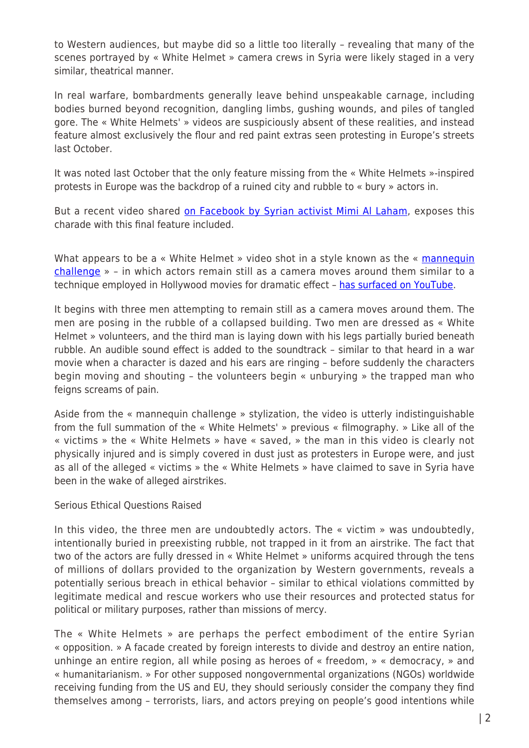to Western audiences, but maybe did so a little too literally – revealing that many of the scenes portrayed by « White Helmet » camera crews in Syria were likely staged in a very similar, theatrical manner.

In real warfare, bombardments generally leave behind unspeakable carnage, including bodies burned beyond recognition, dangling limbs, gushing wounds, and piles of tangled gore. The « White Helmets' » videos are suspiciously absent of these realities, and instead feature almost exclusively the flour and red paint extras seen protesting in Europe's streets last October.

It was noted last October that the only feature missing from the « White Helmets »-inspired protests in Europe was the backdrop of a ruined city and rubble to « bury » actors in.

But a recent video shared on Facebook by Syrian activist Mimi Al Laham, exposes this charade with this final feature included.

What appears to be a « White Helmet » video shot in a style known as the « mannequin challenge » – in which actors remain still as a camera moves around them similar to a technique employed in Hollywood movies for dramatic effect – has surfaced on YouTube.

It begins with three men attempting to remain still as a camera moves around them. The men are posing in the rubble of a collapsed building. Two men are dressed as « White Helmet » volunteers, and the third man is laying down with his legs partially buried beneath rubble. An audible sound effect is added to the soundtrack – similar to that heard in a war movie when a character is dazed and his ears are ringing – before suddenly the characters begin moving and shouting – the volunteers begin « unburying » the trapped man who feigns screams of pain.

Aside from the « mannequin challenge » stylization, the video is utterly indistinguishable from the full summation of the « White Helmets' » previous « filmography. » Like all of the « victims » the « White Helmets » have « saved, » the man in this video is clearly not physically injured and is simply covered in dust just as protesters in Europe were, and just as all of the alleged « victims » the « White Helmets » have claimed to save in Syria have been in the wake of alleged airstrikes.

Serious Ethical Questions Raised

In this video, the three men are undoubtedly actors. The « victim » was undoubtedly, intentionally buried in preexisting rubble, not trapped in it from an airstrike. The fact that two of the actors are fully dressed in « White Helmet » uniforms acquired through the tens of millions of dollars provided to the organization by Western governments, reveals a potentially serious breach in ethical behavior – similar to ethical violations committed by legitimate medical and rescue workers who use their resources and protected status for political or military purposes, rather than missions of mercy.

The « White Helmets » are perhaps the perfect embodiment of the entire Syrian « opposition. » A facade created by foreign interests to divide and destroy an entire nation, unhinge an entire region, all while posing as heroes of « freedom, » « democracy, » and « humanitarianism. » For other supposed nongovernmental organizations (NGOs) worldwide receiving funding from the US and EU, they should seriously consider the company they find themselves among – terrorists, liars, and actors preying on people's good intentions while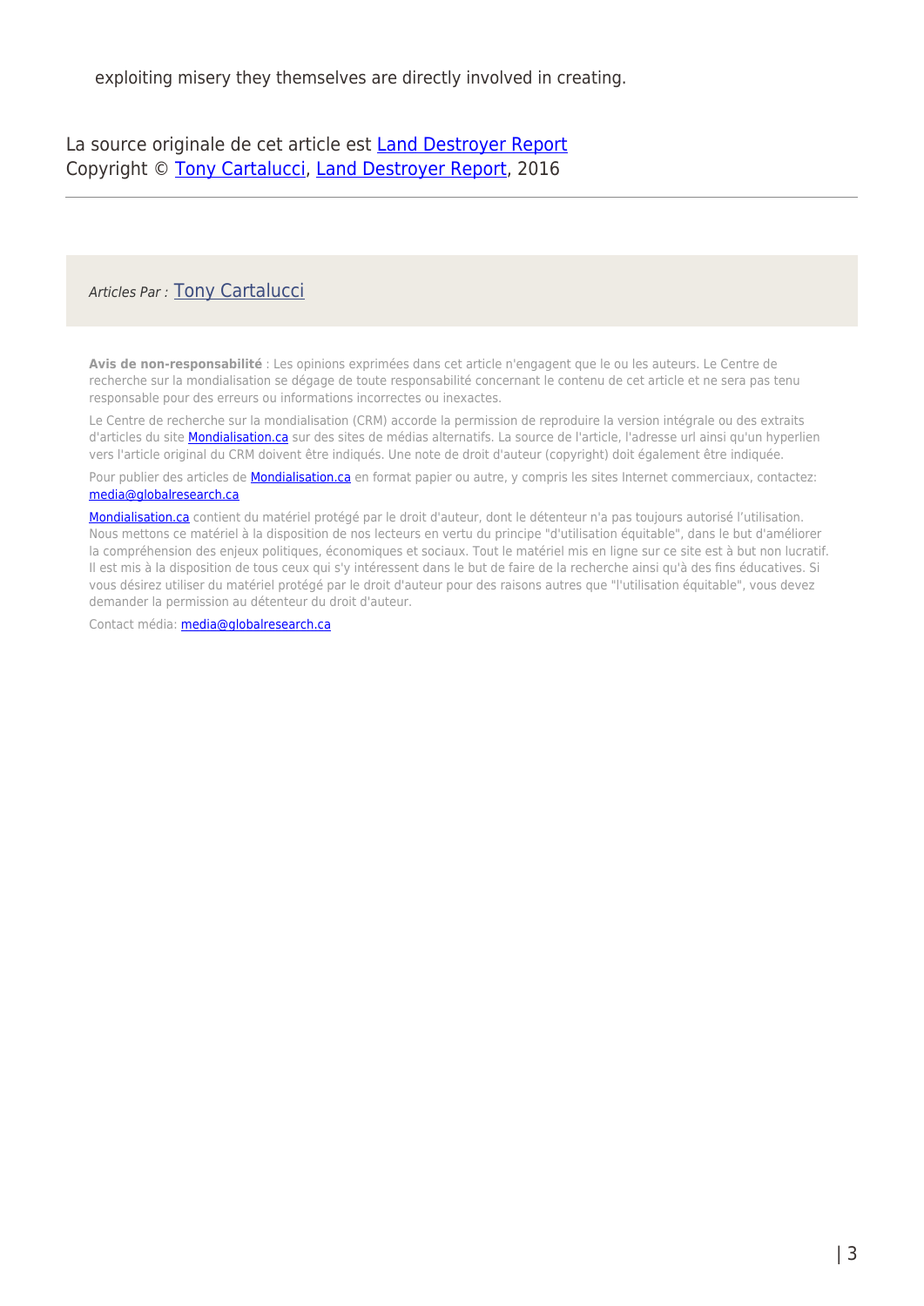exploiting misery they themselves are directly involved in creating.

La source originale de cet article est Land Destroyer Report
Copyright © Tony Cartalucci, Land Destroyer Report, 2016

---

*Articles Par :* Tony Cartalucci

**Avis de non-responsabilité** : Les opinions exprimées dans cet article n'engagent que le ou les auteurs. Le Centre de recherche sur la mondialisation se dégage de toute responsabilité concernant le contenu de cet article et ne sera pas tenu responsable pour des erreurs ou informations incorrectes ou inexactes.

Le Centre de recherche sur la mondialisation (CRM) accorde la permission de reproduire la version intégrale ou des extraits d'articles du site Mondialisation.ca sur des sites de médias alternatifs. La source de l'article, l'adresse url ainsi qu'un hyperlien vers l'article original du CRM doivent être indiqués. Une note de droit d'auteur (copyright) doit également être indiquée.

Pour publier des articles de Mondialisation.ca en format papier ou autre, y compris les sites Internet commerciaux, contactez: media@globalresearch.ca

Mondialisation.ca contient du matériel protégé par le droit d'auteur, dont le détenteur n'a pas toujours autorisé l'utilisation. Nous mettons ce matériel à la disposition de nos lecteurs en vertu du principe "d'utilisation équitable", dans le but d'améliorer la compréhension des enjeux politiques, économiques et sociaux. Tout le matériel mis en ligne sur ce site est à but non lucratif. Il est mis à la disposition de tous ceux qui s'y intéressent dans le but de faire de la recherche ainsi qu'à des fins éducatives. Si vous désirez utiliser du matériel protégé par le droit d'auteur pour des raisons autres que "l'utilisation équitable", vous devez demander la permission au détenteur du droit d'auteur.

Contact média: media@globalresearch.ca